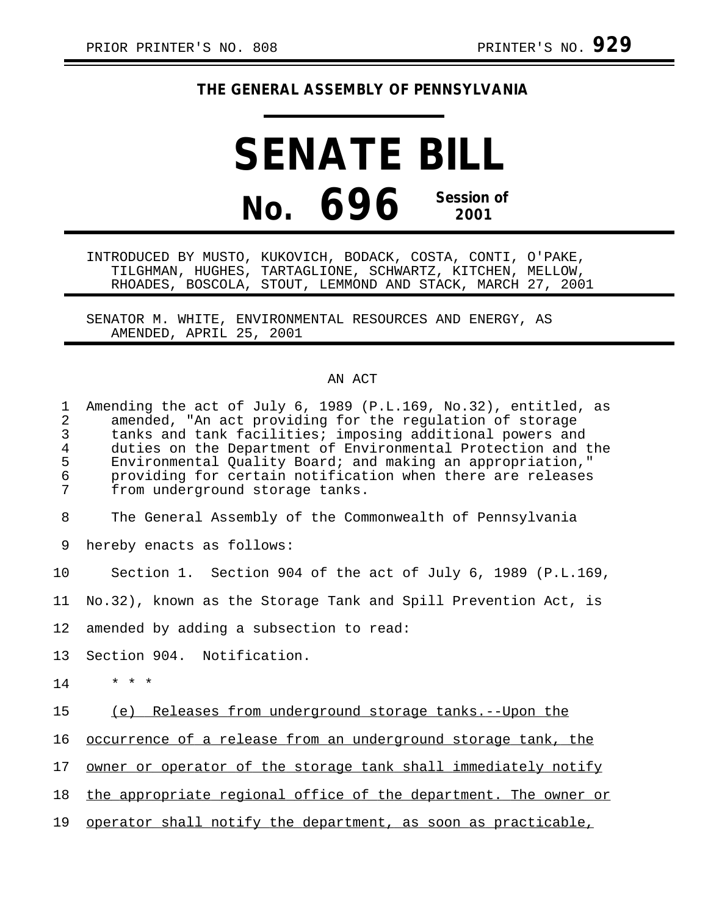PRIOR PRINTER'S NO. 808 PRINTER'S NO. **929**

**THE GENERAL ASSEMBLY OF PENNSYLVANIA**

# SENATE BILL

# No. 696 Session of 2001

INTRODUCED BY MUSTO, KUKOVICH, BODACK, COSTA, CONTI, O'PAKE, TILGHMAN, HUGHES, TARTAGLIONE, SCHWARTZ, KITCHEN, MELLOW, RHOADES, BOSCOLA, STOUT, LEMMOND AND STACK, MARCH 27, 2001

SENATOR M. WHITE, ENVIRONMENTAL RESOURCES AND ENERGY, AS AMENDED, APRIL 25, 2001

AN ACT

Amending the act of July 6, 1989 (P.L.169, No.32), entitled, as amended, "An act providing for the regulation of storage tanks and tank facilities; imposing additional powers and duties on the Department of Environmental Protection and the Environmental Quality Board; and making an appropriation," providing for certain notification when there are releases from underground storage tanks.

The General Assembly of the Commonwealth of Pennsylvania hereby enacts as follows:

Section 1. Section 904 of the act of July 6, 1989 (P.L.169, No.32), known as the Storage Tank and Spill Prevention Act, is amended by adding a subsection to read:

Section 904. Notification.

\* \* \*

(e) Releases from underground storage tanks.--Upon the occurrence of a release from an underground storage tank, the owner or operator of the storage tank shall immediately notify the appropriate regional office of the department. The owner or operator shall notify the department, as soon as practicable,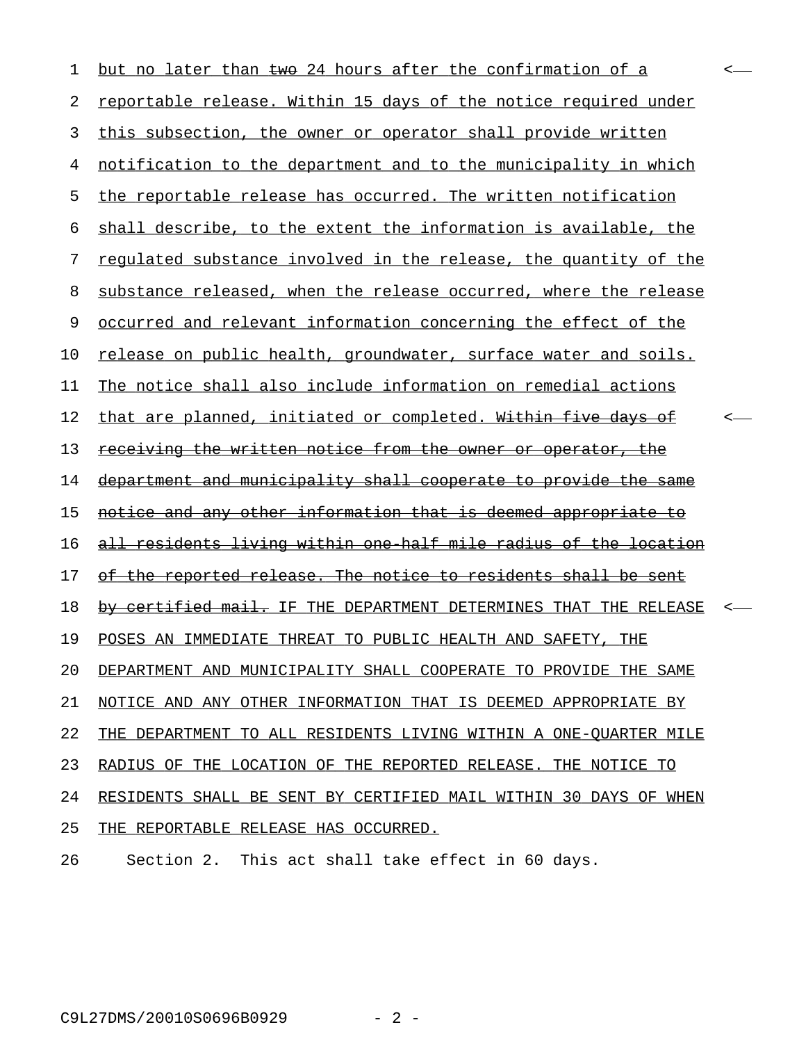but no later than ~~two~~ 24 hours after the confirmation of a reportable release. Within 15 days of the notice required under this subsection, the owner or operator shall provide written notification to the department and to the municipality in which the reportable release has occurred. The written notification shall describe, to the extent the information is available, the regulated substance involved in the release, the quantity of the substance released, when the release occurred, where the release occurred and relevant information concerning the effect of the release on public health, groundwater, surface water and soils. The notice shall also include information on remedial actions that are planned, initiated or completed. ~~Within five days of receiving the written notice from the owner or operator, the department and municipality shall cooperate to provide the same notice and any other information that is deemed appropriate to all residents living within one-half mile radius of the location of the reported release. The notice to residents shall be sent by certified mail.~~ IF THE DEPARTMENT DETERMINES THAT THE RELEASE POSES AN IMMEDIATE THREAT TO PUBLIC HEALTH AND SAFETY, THE DEPARTMENT AND MUNICIPALITY SHALL COOPERATE TO PROVIDE THE SAME NOTICE AND ANY OTHER INFORMATION THAT IS DEEMED APPROPRIATE BY THE DEPARTMENT TO ALL RESIDENTS LIVING WITHIN A ONE-QUARTER MILE RADIUS OF THE LOCATION OF THE REPORTED RELEASE. THE NOTICE TO RESIDENTS SHALL BE SENT BY CERTIFIED MAIL WITHIN 30 DAYS OF WHEN THE REPORTABLE RELEASE HAS OCCURRED.

Section 2. This act shall take effect in 60 days.

C9L27DMS/20010S0696B0929